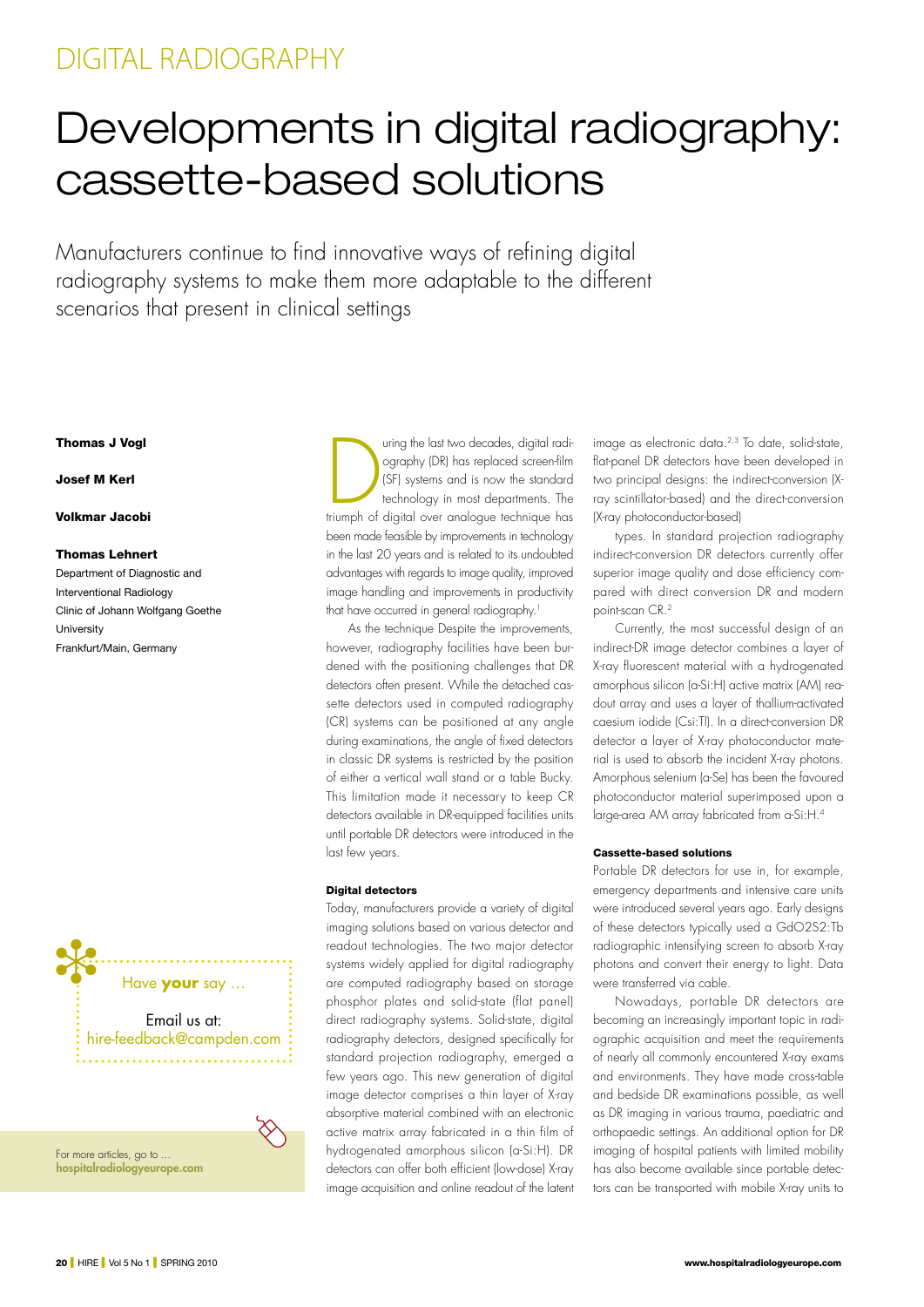# Developments in digital radiography: cassette-based solutions

Manufacturers continue to find innovative ways of refining digital radiography systems to make them more adaptable to the different scenarios that present in clinical settings

**Thomas J Vogl**

**Josef M Kerl**

**Volkmar Jacobi**

**Thomas Lehnert**
Department of Diagnostic and Interventional Radiology
Clinic of Johann Wolfgang Goethe University
Frankfurt/Main, Germany

Have **your** say …

Email us at:
hire-feedback@campden.com

For more articles, go to …
**hospitalradiologyeurope.com**

During the last two decades, digital radiography (DR) has replaced screen-film (SF) systems and is now the standard technology in most departments. The triumph of digital over analogue technique has been made feasible by improvements in technology in the last 20 years and is related to its undoubted advantages with regards to image quality, improved image handling and improvements in productivity that have occurred in general radiography.[1]

As the technique Despite the improvements, however, radiography facilities have been burdened with the positioning challenges that DR detectors often present. While the detached cassette detectors used in computed radiography (CR) systems can be positioned at any angle during examinations, the angle of fixed detectors in classic DR systems is restricted by the position of either a vertical wall stand or a table Bucky. This limitation made it necessary to keep CR detectors available in DR-equipped facilities units until portable DR detectors were introduced in the last few years.

### Digital detectors

Today, manufacturers provide a variety of digital imaging solutions based on various detector and readout technologies. The two major detector systems widely applied for digital radiography are computed radiography based on storage phosphor plates and solid-state (flat panel) direct radiography systems. Solid-state, digital radiography detectors, designed specifically for standard projection radiography, emerged a few years ago. This new generation of digital image detector comprises a thin layer of X-ray absorptive material combined with an electronic active matrix array fabricated in a thin film of hydrogenated amorphous silicon (a-Si:H). DR detectors can offer both efficient (low-dose) X-ray image acquisition and online readout of the latent image as electronic data.[2,3] To date, solid-state, flat-panel DR detectors have been developed in two principal designs: the indirect-conversion (X-ray scintillator-based) and the direct-conversion (X-ray photoconductor-based)

types. In standard projection radiography indirect-conversion DR detectors currently offer superior image quality and dose efficiency compared with direct conversion DR and modern point-scan CR.[2]

Currently, the most successful design of an indirect-DR image detector combines a layer of X-ray fluorescent material with a hydrogenated amorphous silicon (a-Si:H) active matrix (AM) readout array and uses a layer of thallium-activated caesium iodide (CsI:Tl). In a direct-conversion DR detector a layer of X-ray photoconductor material is used to absorb the incident X-ray photons. Amorphous selenium (a-Se) has been the favoured photoconductor material superimposed upon a large-area AM array fabricated from a-Si:H.[4]

### Cassette-based solutions

Portable DR detectors for use in, for example, emergency departments and intensive care units were introduced several years ago. Early designs of these detectors typically used a $GdO2S2{:}Tb$ radiographic intensifying screen to absorb X-ray photons and convert their energy to light. Data were transferred via cable.

Nowadays, portable DR detectors are becoming an increasingly important topic in radiographic acquisition and meet the requirements of nearly all commonly encountered X-ray exams and environments. They have made cross-table and bedside DR examinations possible, as well as DR imaging in various trauma, paediatric and orthopaedic settings. An additional option for DR imaging of hospital patients with limited mobility has also become available since portable detectors can be transported with mobile X-ray units to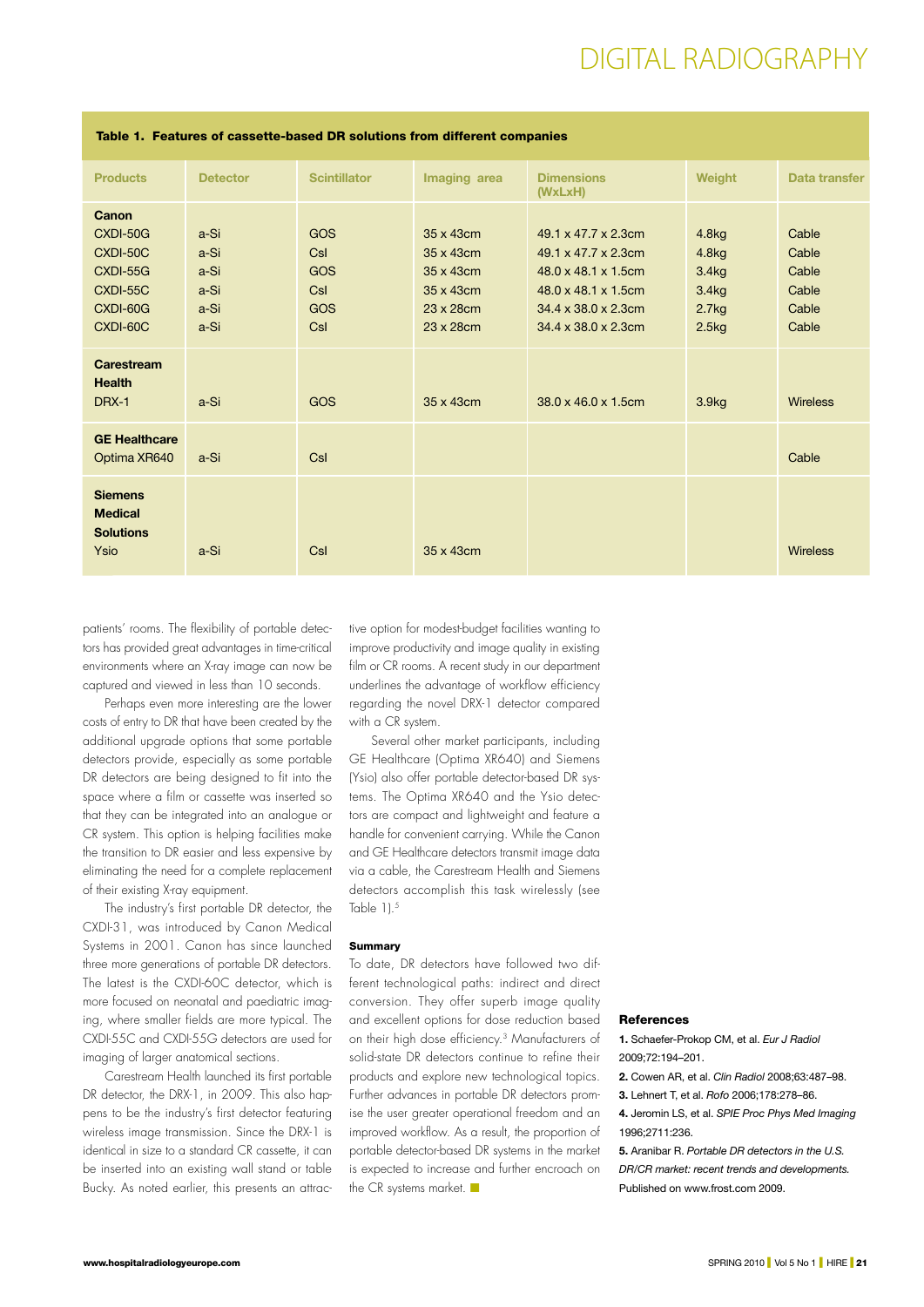**Table 1. Features of cassette-based DR solutions from different companies**

| Products | Detector | Scintillator | Imaging area | Dimensions (WxLxH) | Weight | Data transfer |
|---|---|---|---|---|---|---|
| **Canon** | | | | | | |
| CXDI-50G | a-Si | GOS | 35 x 43cm | 49.1 x 47.7 x 2.3cm | 4.8kg | Cable |
| CXDI-50C | a-Si | CsI | 35 x 43cm | 49.1 x 47.7 x 2.3cm | 4.8kg | Cable |
| CXDI-55G | a-Si | GOS | 35 x 43cm | 48.0 x 48.1 x 1.5cm | 3.4kg | Cable |
| CXDI-55C | a-Si | CsI | 35 x 43cm | 48.0 x 48.1 x 1.5cm | 3.4kg | Cable |
| CXDI-60G | a-Si | GOS | 23 x 28cm | 34.4 x 38.0 x 2.3cm | 2.7kg | Cable |
| CXDI-60C | a-Si | CsI | 23 x 28cm | 34.4 x 38.0 x 2.3cm | 2.5kg | Cable |
| **Carestream Health** | | | | | | |
| DRX-1 | a-Si | GOS | 35 x 43cm | 38.0 x 46.0 x 1.5cm | 3.9kg | Wireless |
| **GE Healthcare** | | | | | | |
| Optima XR640 | a-Si | CsI | | | | Cable |
| **Siemens Medical Solutions** | | | | | | |
| Ysio | a-Si | CsI | 35 x 43cm | | | Wireless |

patients' rooms. The flexibility of portable detectors has provided great advantages in time-critical environments where an X-ray image can now be captured and viewed in less than 10 seconds.

Perhaps even more interesting are the lower costs of entry to DR that have been created by the additional upgrade options that some portable detectors provide, especially as some portable DR detectors are being designed to fit into the space where a film or cassette was inserted so that they can be integrated into an analogue or CR system. This option is helping facilities make the transition to DR easier and less expensive by eliminating the need for a complete replacement of their existing X-ray equipment.

The industry's first portable DR detector, the CXDI-31, was introduced by Canon Medical Systems in 2001. Canon has since launched three more generations of portable DR detectors. The latest is the CXDI-60C detector, which is more focused on neonatal and paediatric imaging, where smaller fields are more typical. The CXDI-55C and CXDI-55G detectors are used for imaging of larger anatomical sections.

Carestream Health launched its first portable DR detector, the DRX-1, in 2009. This also happens to be the industry's first detector featuring wireless image transmission. Since the DRX-1 is identical in size to a standard CR cassette, it can be inserted into an existing wall stand or table Bucky. As noted earlier, this presents an attractive option for modest-budget facilities wanting to improve productivity and image quality in existing film or CR rooms. A recent study in our department underlines the advantage of workflow efficiency regarding the novel DRX-1 detector compared with a CR system.

Several other market participants, including GE Healthcare (Optima XR640) and Siemens (Ysio) also offer portable detector-based DR systems. The Optima XR640 and the Ysio detectors are compact and lightweight and feature a handle for convenient carrying. While the Canon and GE Healthcare detectors transmit image data via a cable, the Carestream Health and Siemens detectors accomplish this task wirelessly (see Table 1).[5]

**Summary**

To date, DR detectors have followed two different technological paths: indirect and direct conversion. They offer superb image quality and excellent options for dose reduction based on their high dose efficiency.[3] Manufacturers of solid-state DR detectors continue to refine their products and explore new technological topics. Further advances in portable DR detectors promise the user greater operational freedom and an improved workflow. As a result, the proportion of portable detector-based DR systems in the market is expected to increase and further encroach on the CR systems market.

**References**

**1.** Schaefer-Prokop CM, et al. *Eur J Radiol* 2009;72:194–201.

**2.** Cowen AR, et al. *Clin Radiol* 2008;63:487–98.

**3.** Lehnert T, et al. *Rofo* 2006;178:278–86.

**4.** Jeromin LS, et al. *SPIE Proc Phys Med Imaging* 1996;2711:236.

**5.** Aranibar R. *Portable DR detectors in the U.S. DR/CR market: recent trends and developments.* Published on www.frost.com 2009.